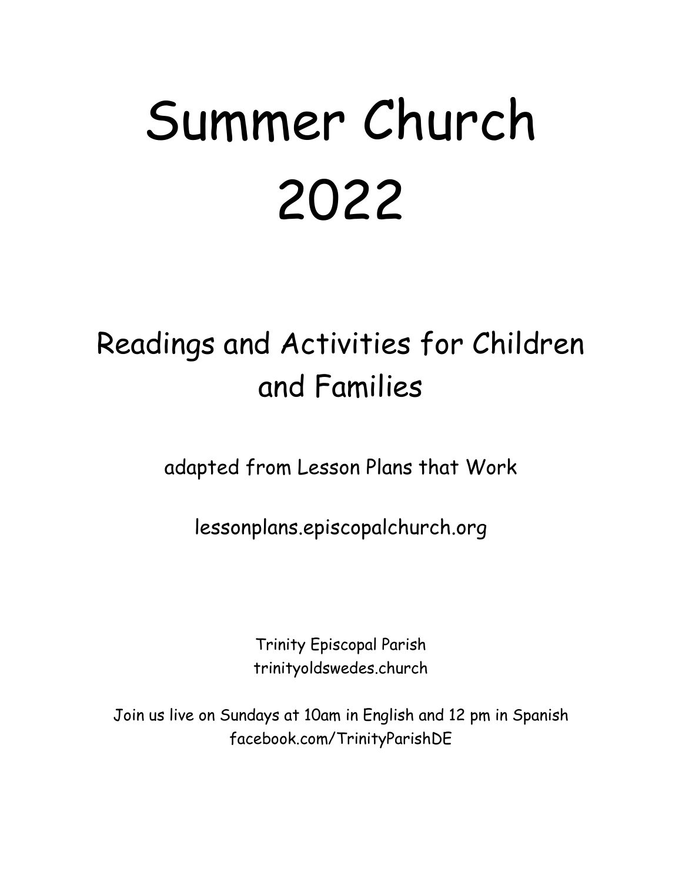# Summer Church 2022

## Readings and Activities for Children and Families

adapted from Lesson Plans that Work

lessonplans.episcopalchurch.org

Trinity Episcopal Parish
trinityoldswedes.church

Join us live on Sundays at 10am in English and 12 pm in Spanish
facebook.com/TrinityParishDE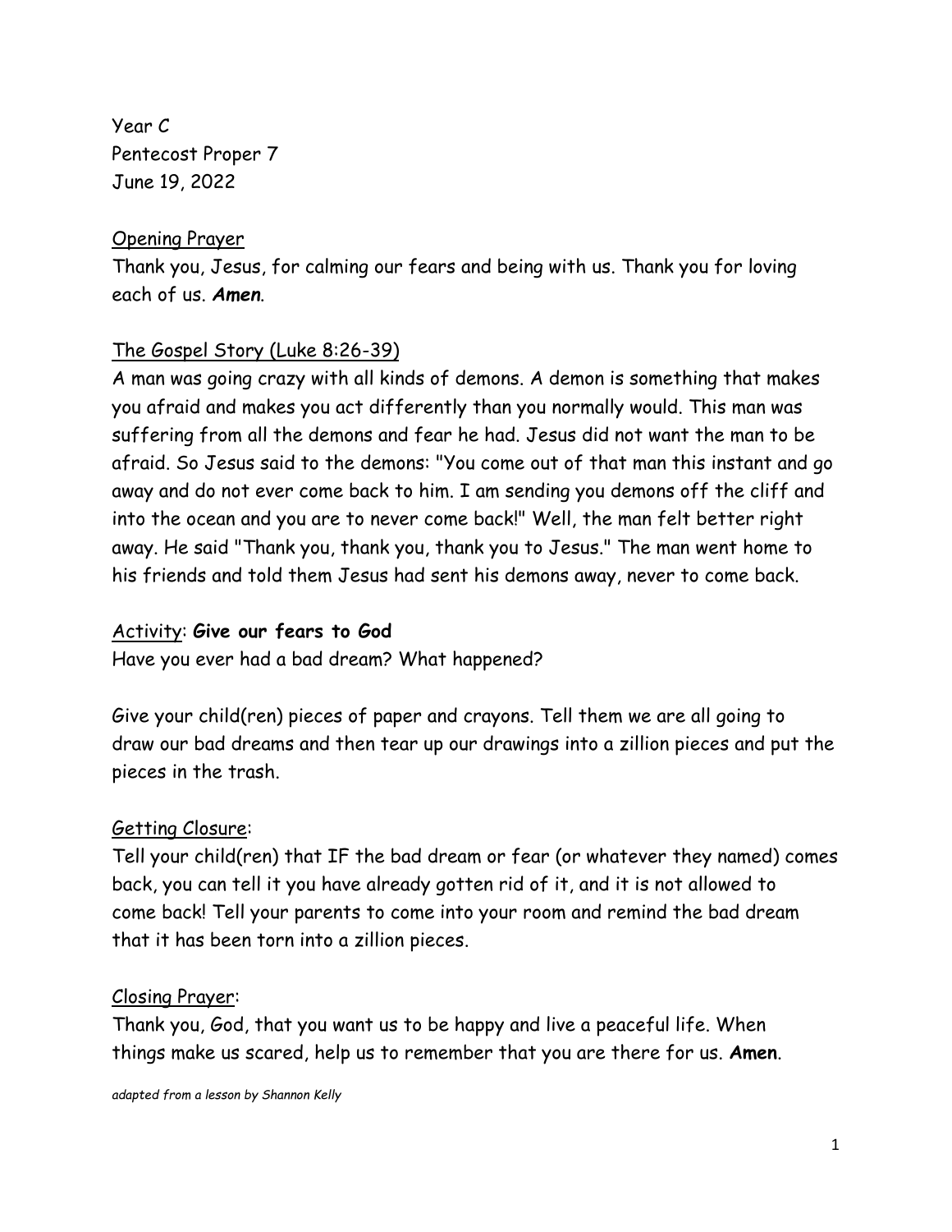Year C
Pentecost Proper 7
June 19, 2022

<u>Opening Prayer</u>

Thank you, Jesus, for calming our fears and being with us. Thank you for loving each of us. ***Amen***.

<u>The Gospel Story (Luke 8:26-39)</u>

A man was going crazy with all kinds of demons. A demon is something that makes you afraid and makes you act differently than you normally would. This man was suffering from all the demons and fear he had. Jesus did not want the man to be afraid. So Jesus said to the demons: "You come out of that man this instant and go away and do not ever come back to him. I am sending you demons off the cliff and into the ocean and you are to never come back!" Well, the man felt better right away. He said "Thank you, thank you, thank you to Jesus." The man went home to his friends and told them Jesus had sent his demons away, never to come back.

<u>Activity</u>: **Give our fears to God**

Have you ever had a bad dream? What happened?

Give your child(ren) pieces of paper and crayons. Tell them we are all going to draw our bad dreams and then tear up our drawings into a zillion pieces and put the pieces in the trash.

<u>Getting Closure</u>:

Tell your child(ren) that IF the bad dream or fear (or whatever they named) comes back, you can tell it you have already gotten rid of it, and it is not allowed to come back! Tell your parents to come into your room and remind the bad dream that it has been torn into a zillion pieces.

<u>Closing Prayer</u>:

Thank you, God, that you want us to be happy and live a peaceful life. When things make us scared, help us to remember that you are there for us. **Amen**.

*adapted from a lesson by Shannon Kelly*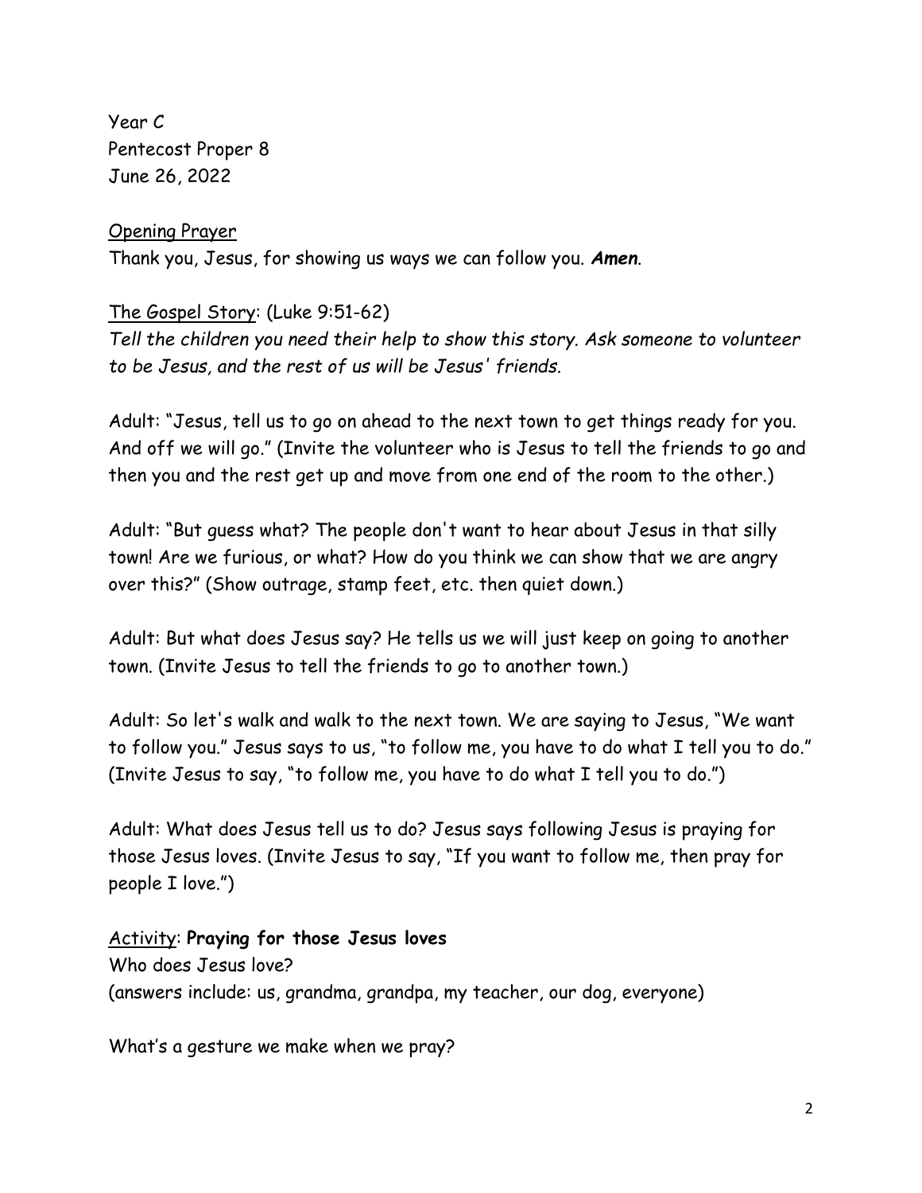Year C
Pentecost Proper 8
June 26, 2022

<u>Opening Prayer</u>
Thank you, Jesus, for showing us ways we can follow you. ***Amen***.

<u>The Gospel Story</u>: (Luke 9:51-62)
*Tell the children you need their help to show this story. Ask someone to volunteer to be Jesus, and the rest of us will be Jesus' friends.*

Adult: "Jesus, tell us to go on ahead to the next town to get things ready for you. And off we will go." (Invite the volunteer who is Jesus to tell the friends to go and then you and the rest get up and move from one end of the room to the other.)

Adult: "But guess what? The people don't want to hear about Jesus in that silly town! Are we furious, or what? How do you think we can show that we are angry over this?" (Show outrage, stamp feet, etc. then quiet down.)

Adult: But what does Jesus say? He tells us we will just keep on going to another town. (Invite Jesus to tell the friends to go to another town.)

Adult: So let's walk and walk to the next town. We are saying to Jesus, "We want to follow you." Jesus says to us, "to follow me, you have to do what I tell you to do." (Invite Jesus to say, "to follow me, you have to do what I tell you to do.")

Adult: What does Jesus tell us to do? Jesus says following Jesus is praying for those Jesus loves. (Invite Jesus to say, "If you want to follow me, then pray for people I love.")

<u>Activity</u>: **Praying for those Jesus loves**
Who does Jesus love?
(answers include: us, grandma, grandpa, my teacher, our dog, everyone)

What's a gesture we make when we pray?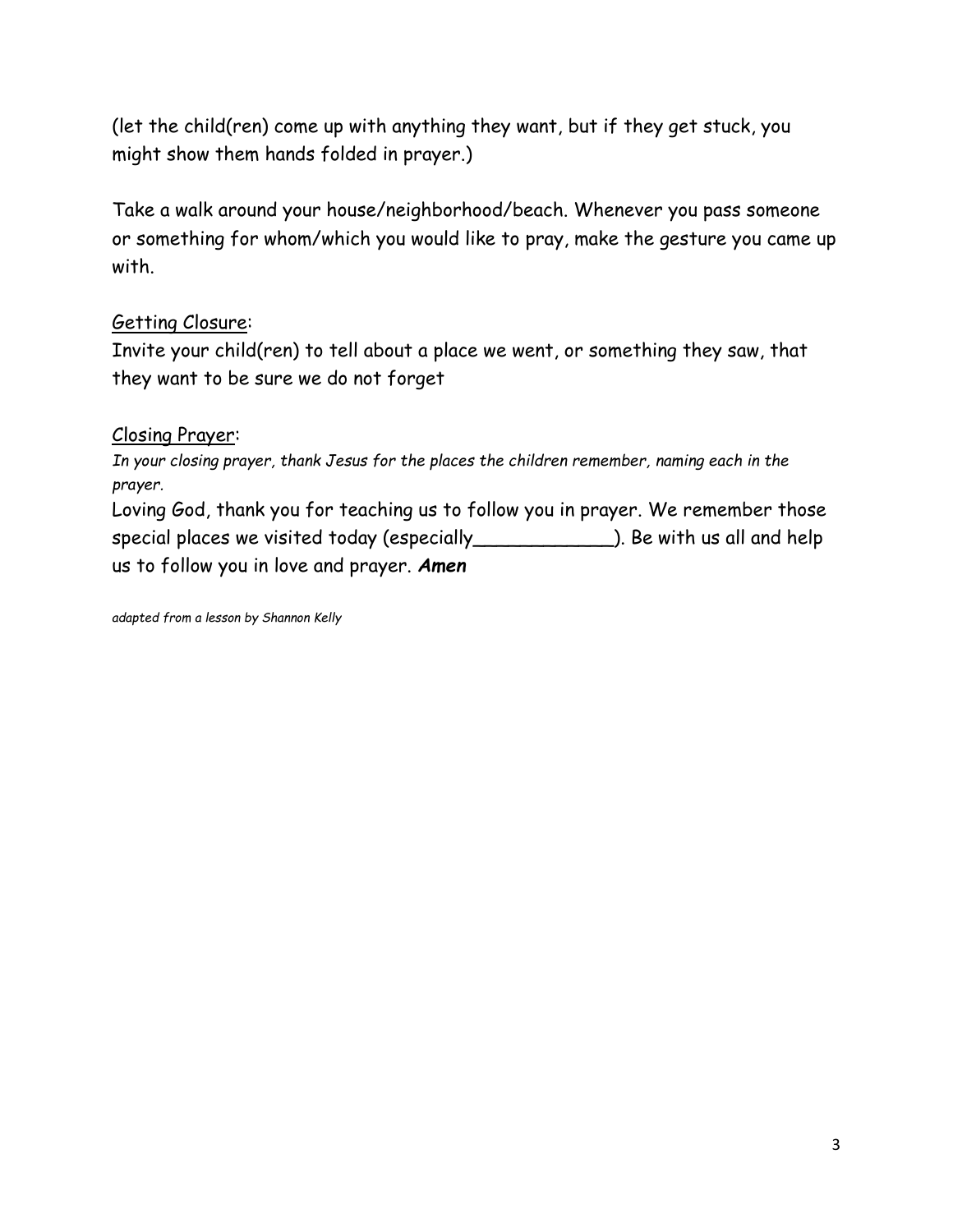(let the child(ren) come up with anything they want, but if they get stuck, you might show them hands folded in prayer.)

Take a walk around your house/neighborhood/beach. Whenever you pass someone or something for whom/which you would like to pray, make the gesture you came up with.

<u>Getting Closure</u>:
Invite your child(ren) to tell about a place we went, or something they saw, that they want to be sure we do not forget

<u>Closing Prayer</u>:
*In your closing prayer, thank Jesus for the places the children remember, naming each in the prayer.*
Loving God, thank you for teaching us to follow you in prayer. We remember those special places we visited today (especially____________). Be with us all and help us to follow you in love and prayer. ***Amen***

*adapted from a lesson by Shannon Kelly*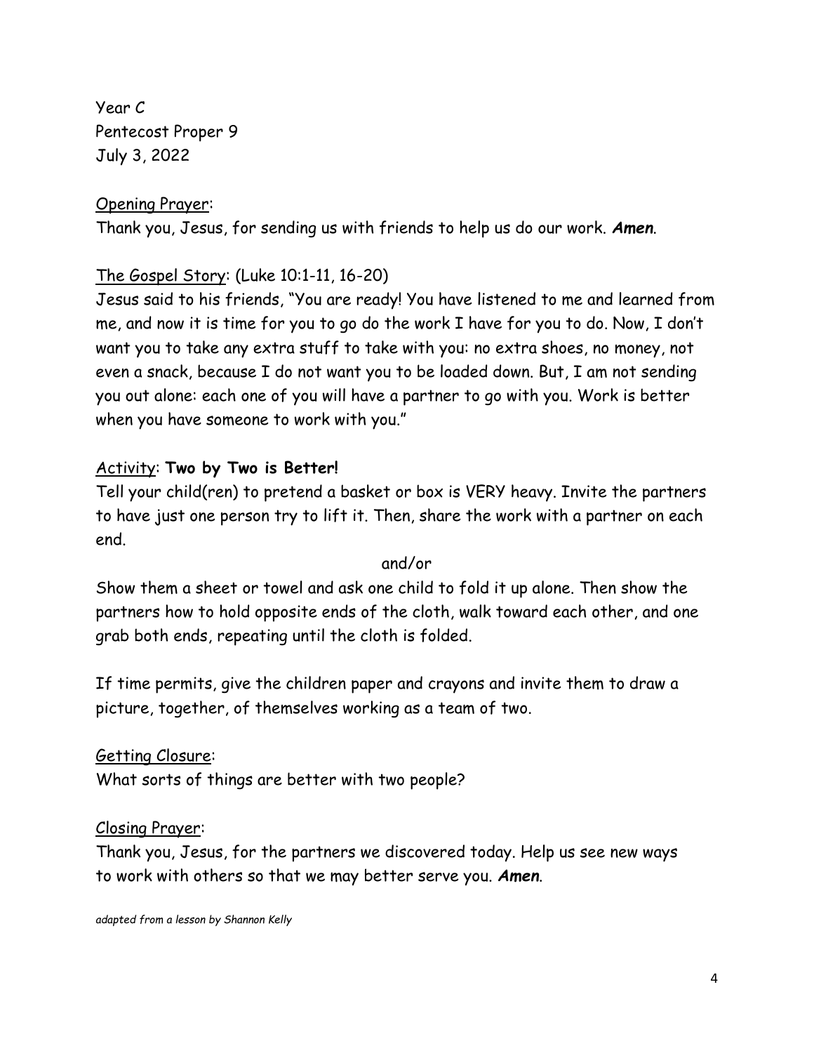Year C
Pentecost Proper 9
July 3, 2022

Opening Prayer:
Thank you, Jesus, for sending us with friends to help us do our work. ***Amen***.

The Gospel Story: (Luke 10:1-11, 16-20)
Jesus said to his friends, "You are ready! You have listened to me and learned from me, and now it is time for you to go do the work I have for you to do. Now, I don't want you to take any extra stuff to take with you: no extra shoes, no money, not even a snack, because I do not want you to be loaded down. But, I am not sending you out alone: each one of you will have a partner to go with you. Work is better when you have someone to work with you."

Activity: **Two by Two is Better!**
Tell your child(ren) to pretend a basket or box is VERY heavy. Invite the partners to have just one person try to lift it. Then, share the work with a partner on each end.

and/or

Show them a sheet or towel and ask one child to fold it up alone. Then show the partners how to hold opposite ends of the cloth, walk toward each other, and one grab both ends, repeating until the cloth is folded.

If time permits, give the children paper and crayons and invite them to draw a picture, together, of themselves working as a team of two.

Getting Closure:
What sorts of things are better with two people?

Closing Prayer:
Thank you, Jesus, for the partners we discovered today. Help us see new ways to work with others so that we may better serve you. ***Amen***.

*adapted from a lesson by Shannon Kelly*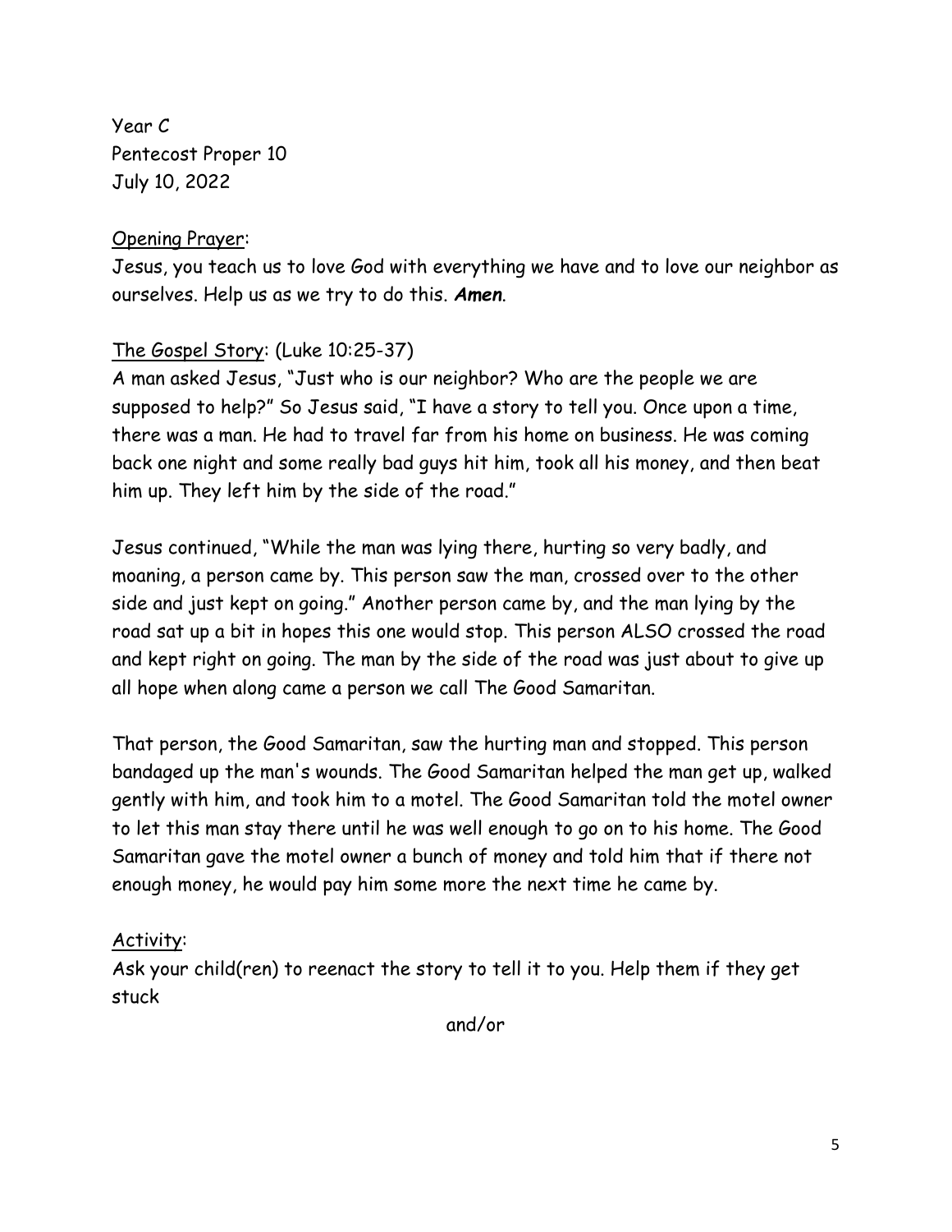Year C
Pentecost Proper 10
July 10, 2022

<u>Opening Prayer</u>:

Jesus, you teach us to love God with everything we have and to love our neighbor as ourselves. Help us as we try to do this. ***Amen***.

<u>The Gospel Story</u>: (Luke 10:25-37)

A man asked Jesus, "Just who is our neighbor? Who are the people we are supposed to help?" So Jesus said, "I have a story to tell you. Once upon a time, there was a man. He had to travel far from his home on business. He was coming back one night and some really bad guys hit him, took all his money, and then beat him up. They left him by the side of the road."

Jesus continued, "While the man was lying there, hurting so very badly, and moaning, a person came by. This person saw the man, crossed over to the other side and just kept on going." Another person came by, and the man lying by the road sat up a bit in hopes this one would stop. This person ALSO crossed the road and kept right on going. The man by the side of the road was just about to give up all hope when along came a person we call The Good Samaritan.

That person, the Good Samaritan, saw the hurting man and stopped. This person bandaged up the man's wounds. The Good Samaritan helped the man get up, walked gently with him, and took him to a motel. The Good Samaritan told the motel owner to let this man stay there until he was well enough to go on to his home. The Good Samaritan gave the motel owner a bunch of money and told him that if there not enough money, he would pay him some more the next time he came by.

<u>Activity</u>:

Ask your child(ren) to reenact the story to tell it to you. Help them if they get stuck

and/or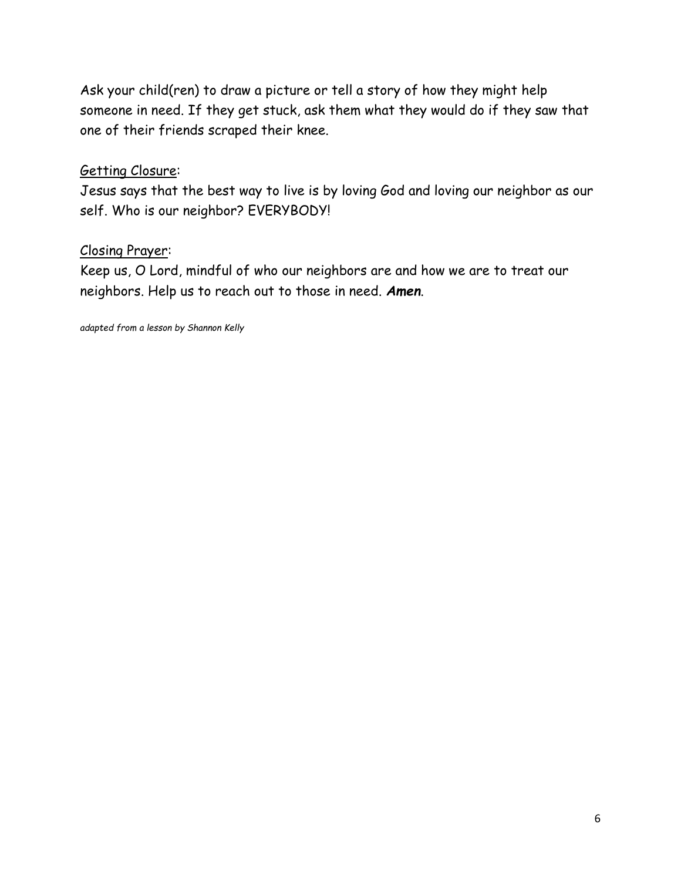Ask your child(ren) to draw a picture or tell a story of how they might help someone in need. If they get stuck, ask them what they would do if they saw that one of their friends scraped their knee.

Getting Closure:

Jesus says that the best way to live is by loving God and loving our neighbor as our self. Who is our neighbor? EVERYBODY!

Closing Prayer:

Keep us, O Lord, mindful of who our neighbors are and how we are to treat our neighbors. Help us to reach out to those in need. ***Amen***.

*adapted from a lesson by Shannon Kelly*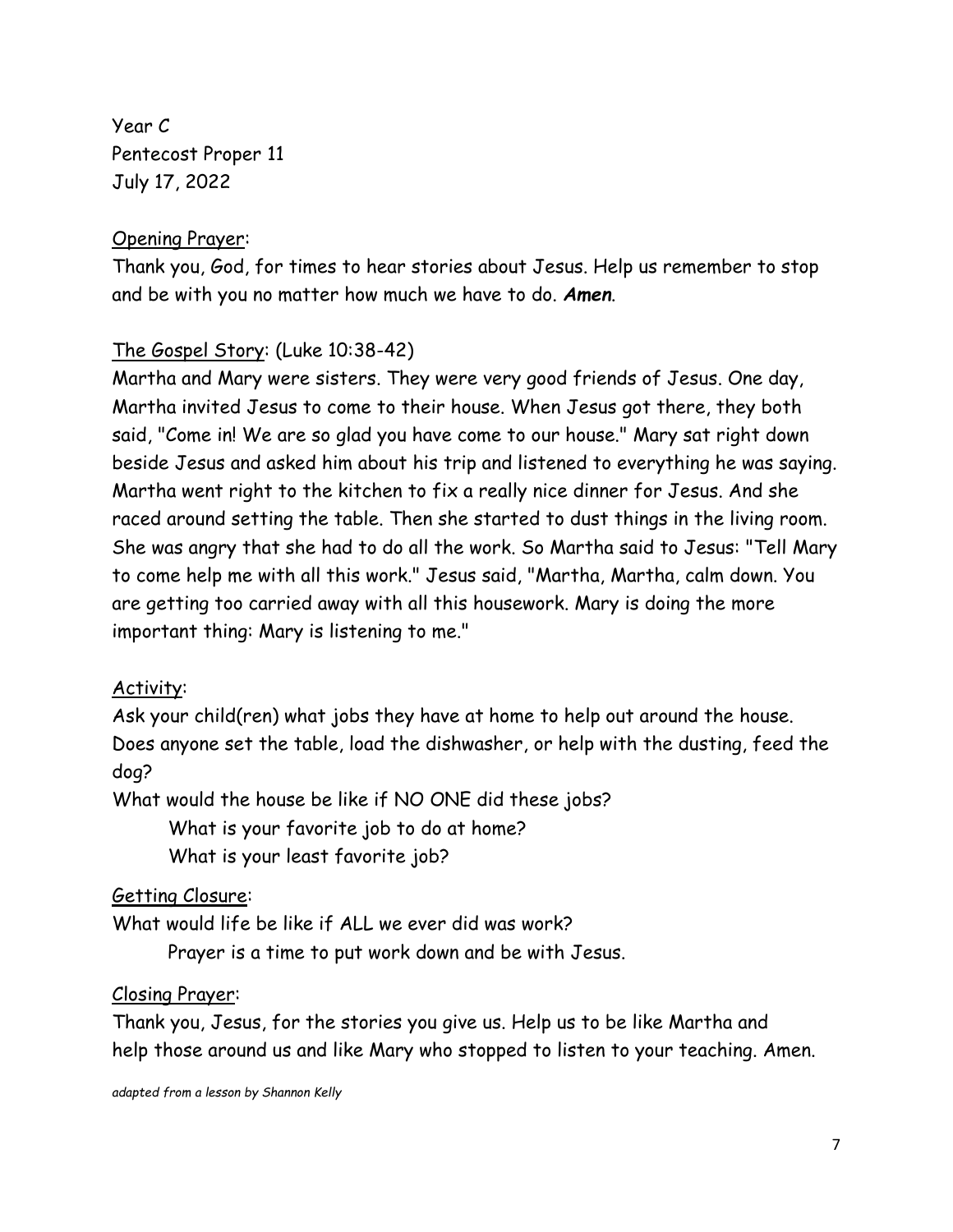Year C
Pentecost Proper 11
July 17, 2022

Opening Prayer:

Thank you, God, for times to hear stories about Jesus. Help us remember to stop and be with you no matter how much we have to do. ***Amen***.

The Gospel Story: (Luke 10:38-42)

Martha and Mary were sisters. They were very good friends of Jesus. One day, Martha invited Jesus to come to their house. When Jesus got there, they both said, "Come in! We are so glad you have come to our house." Mary sat right down beside Jesus and asked him about his trip and listened to everything he was saying. Martha went right to the kitchen to fix a really nice dinner for Jesus. And she raced around setting the table. Then she started to dust things in the living room. She was angry that she had to do all the work. So Martha said to Jesus: "Tell Mary to come help me with all this work." Jesus said, "Martha, Martha, calm down. You are getting too carried away with all this housework. Mary is doing the more important thing: Mary is listening to me."

Activity:

Ask your child(ren) what jobs they have at home to help out around the house. Does anyone set the table, load the dishwasher, or help with the dusting, feed the dog?

What would the house be like if NO ONE did these jobs?

What is your favorite job to do at home?

What is your least favorite job?

Getting Closure:

What would life be like if ALL we ever did was work?

Prayer is a time to put work down and be with Jesus.

Closing Prayer:

Thank you, Jesus, for the stories you give us. Help us to be like Martha and help those around us and like Mary who stopped to listen to your teaching. Amen.

*adapted from a lesson by Shannon Kelly*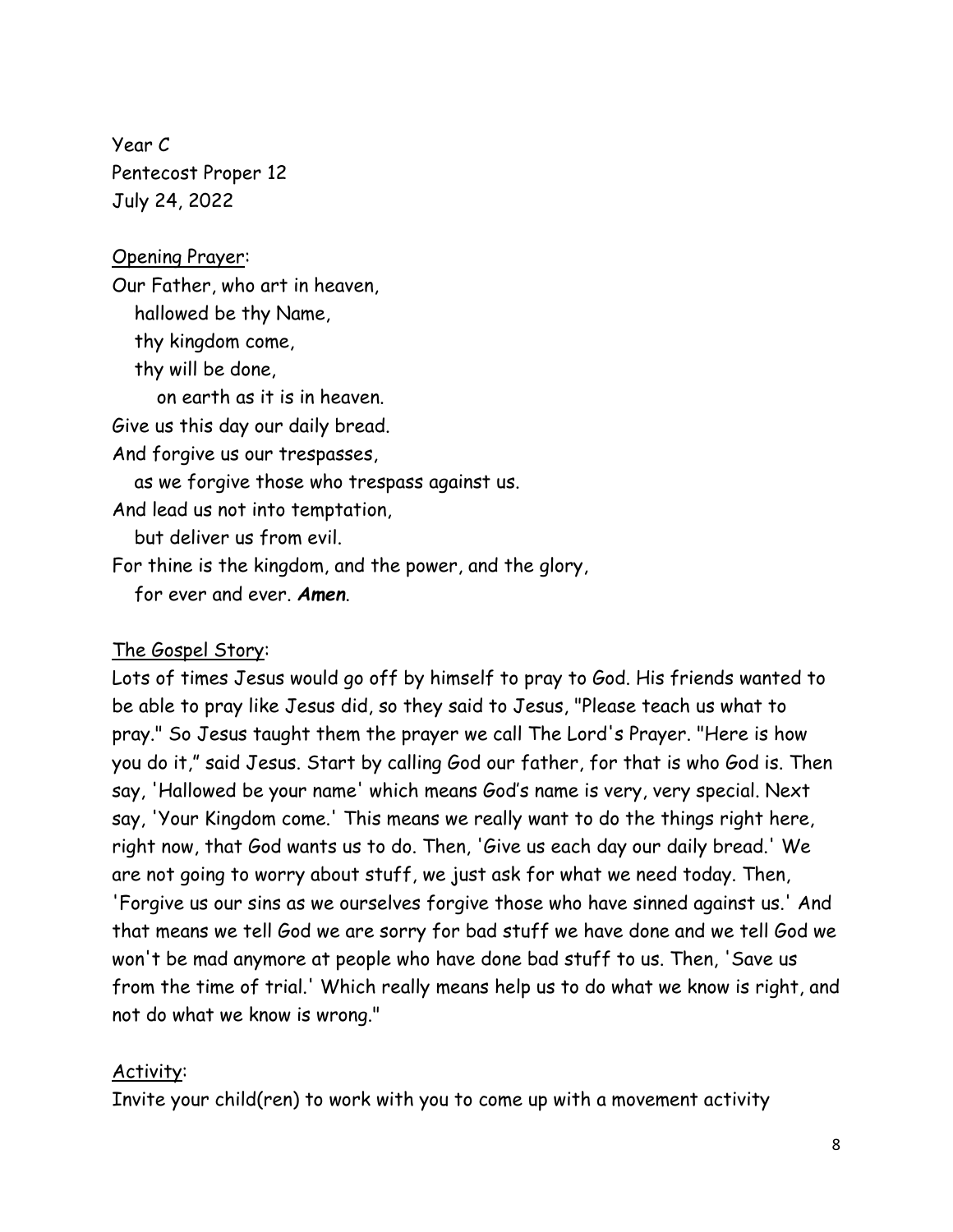Year C
Pentecost Proper 12
July 24, 2022

Opening Prayer:

Our Father, who art in heaven,
hallowed be thy Name,
thy kingdom come,
thy will be done,
on earth as it is in heaven.
Give us this day our daily bread.
And forgive us our trespasses,
as we forgive those who trespass against us.
And lead us not into temptation,
but deliver us from evil.
For thine is the kingdom, and the power, and the glory,
for ever and ever. ***Amen***.

The Gospel Story:

Lots of times Jesus would go off by himself to pray to God. His friends wanted to be able to pray like Jesus did, so they said to Jesus, "Please teach us what to pray." So Jesus taught them the prayer we call The Lord's Prayer. "Here is how you do it," said Jesus. Start by calling God our father, for that is who God is. Then say, 'Hallowed be your name' which means God's name is very, very special. Next say, 'Your Kingdom come.' This means we really want to do the things right here, right now, that God wants us to do. Then, 'Give us each day our daily bread.' We are not going to worry about stuff, we just ask for what we need today. Then, 'Forgive us our sins as we ourselves forgive those who have sinned against us.' And that means we tell God we are sorry for bad stuff we have done and we tell God we won't be mad anymore at people who have done bad stuff to us. Then, 'Save us from the time of trial.' Which really means help us to do what we know is right, and not do what we know is wrong."

Activity:

Invite your child(ren) to work with you to come up with a movement activity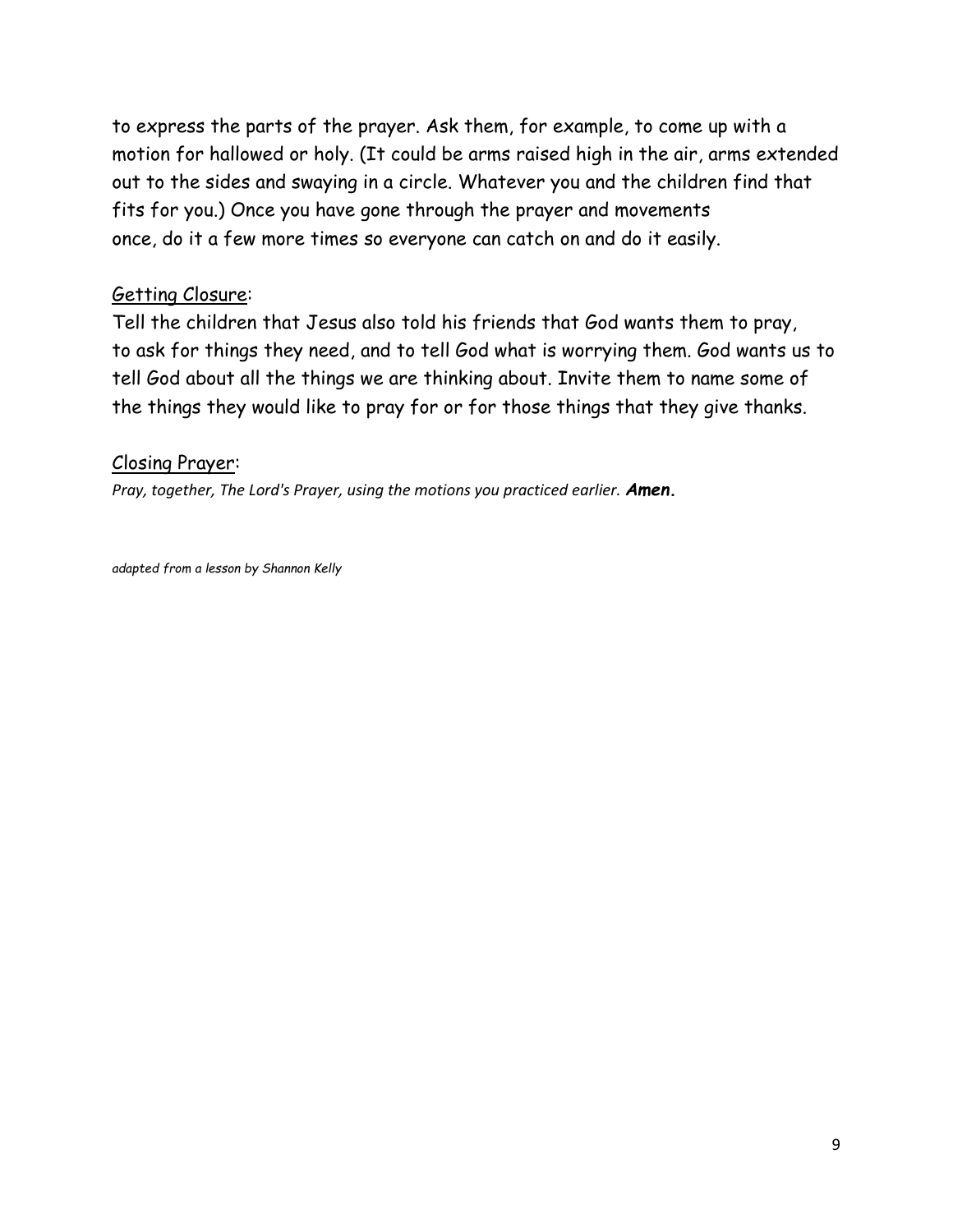to express the parts of the prayer. Ask them, for example, to come up with a motion for hallowed or holy. (It could be arms raised high in the air, arms extended out to the sides and swaying in a circle. Whatever you and the children find that fits for you.) Once you have gone through the prayer and movements once, do it a few more times so everyone can catch on and do it easily.

<u>Getting Closure</u>:

Tell the children that Jesus also told his friends that God wants them to pray, to ask for things they need, and to tell God what is worrying them. God wants us to tell God about all the things we are thinking about. Invite them to name some of the things they would like to pray for or for those things that they give thanks.

<u>Closing Prayer</u>:

*Pray, together, The Lord's Prayer, using the motions you practiced earlier.* ***Amen.***

*adapted from a lesson by Shannon Kelly*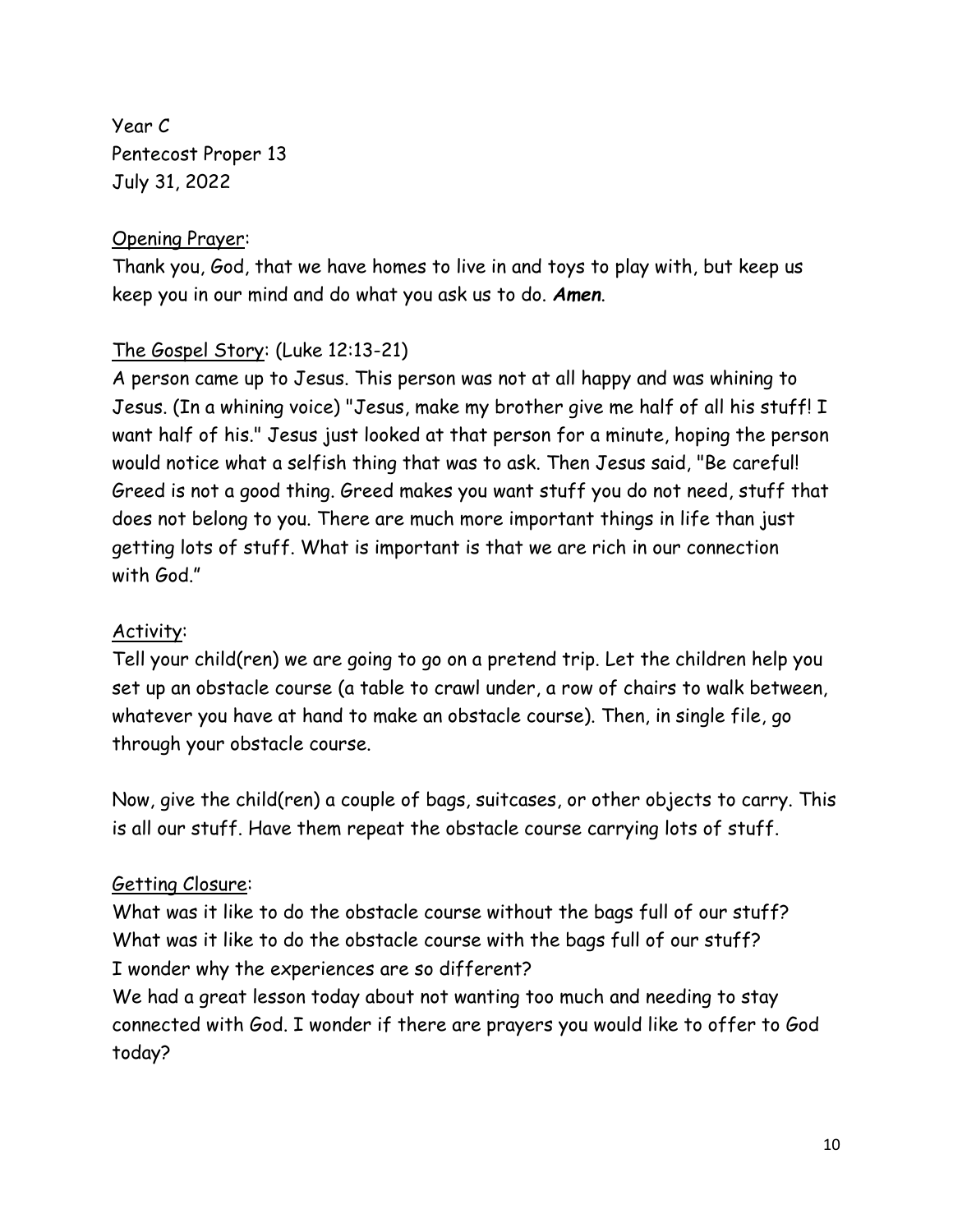Year C
Pentecost Proper 13
July 31, 2022

<u>Opening Prayer</u>:

Thank you, God, that we have homes to live in and toys to play with, but keep us keep you in our mind and do what you ask us to do. ***Amen***.

<u>The Gospel Story</u>: (Luke 12:13-21)

A person came up to Jesus. This person was not at all happy and was whining to Jesus. (In a whining voice) "Jesus, make my brother give me half of all his stuff! I want half of his." Jesus just looked at that person for a minute, hoping the person would notice what a selfish thing that was to ask. Then Jesus said, "Be careful! Greed is not a good thing. Greed makes you want stuff you do not need, stuff that does not belong to you. There are much more important things in life than just getting lots of stuff. What is important is that we are rich in our connection with God."

<u>Activity</u>:

Tell your child(ren) we are going to go on a pretend trip. Let the children help you set up an obstacle course (a table to crawl under, a row of chairs to walk between, whatever you have at hand to make an obstacle course). Then, in single file, go through your obstacle course.

Now, give the child(ren) a couple of bags, suitcases, or other objects to carry. This is all our stuff. Have them repeat the obstacle course carrying lots of stuff.

<u>Getting Closure</u>:

What was it like to do the obstacle course without the bags full of our stuff?
What was it like to do the obstacle course with the bags full of our stuff?
I wonder why the experiences are so different?
We had a great lesson today about not wanting too much and needing to stay connected with God. I wonder if there are prayers you would like to offer to God today?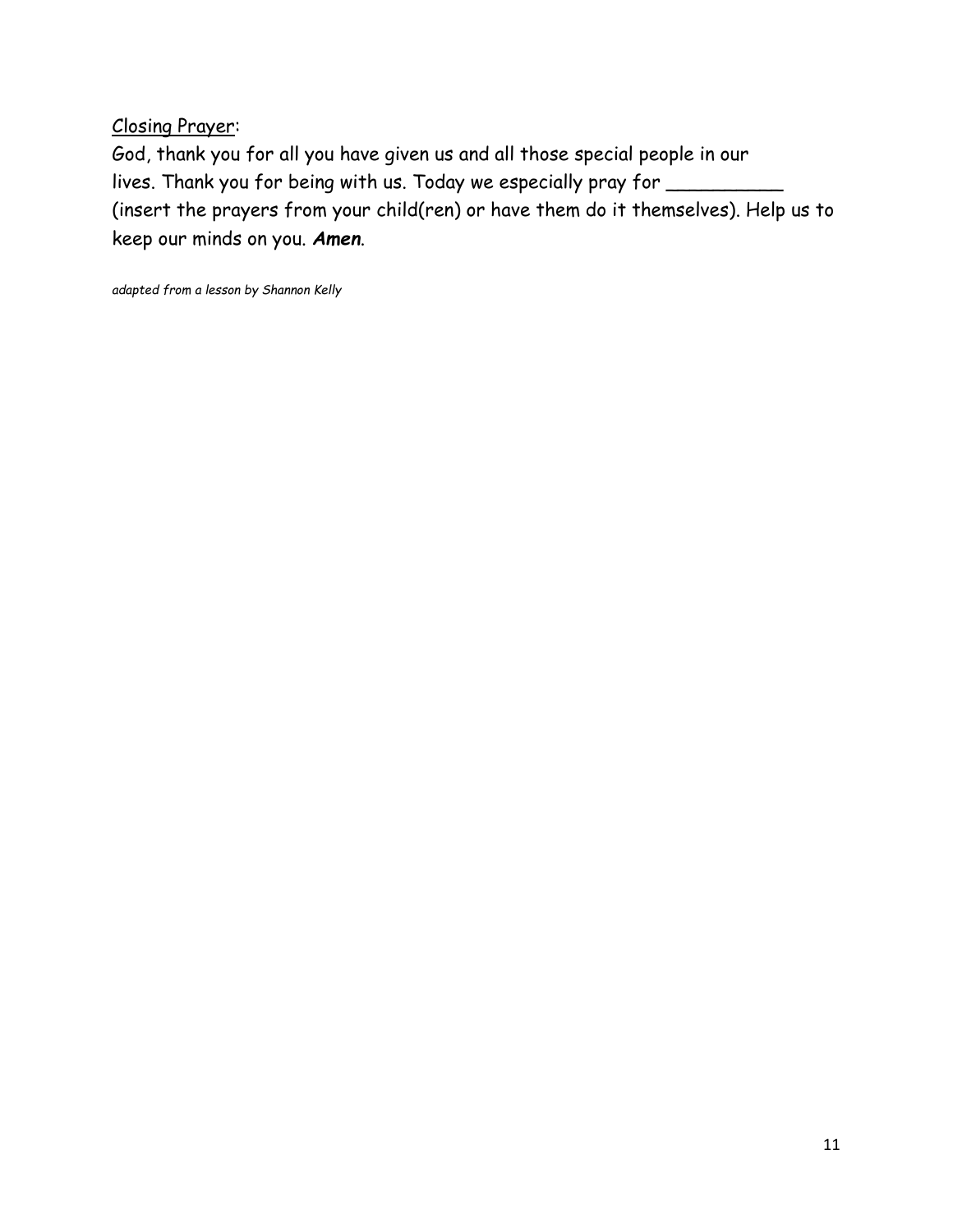Closing Prayer:

God, thank you for all you have given us and all those special people in our lives. Thank you for being with us. Today we especially pray for __________ (insert the prayers from your child(ren) or have them do it themselves). Help us to keep our minds on you. ***Amen***.

*adapted from a lesson by Shannon Kelly*